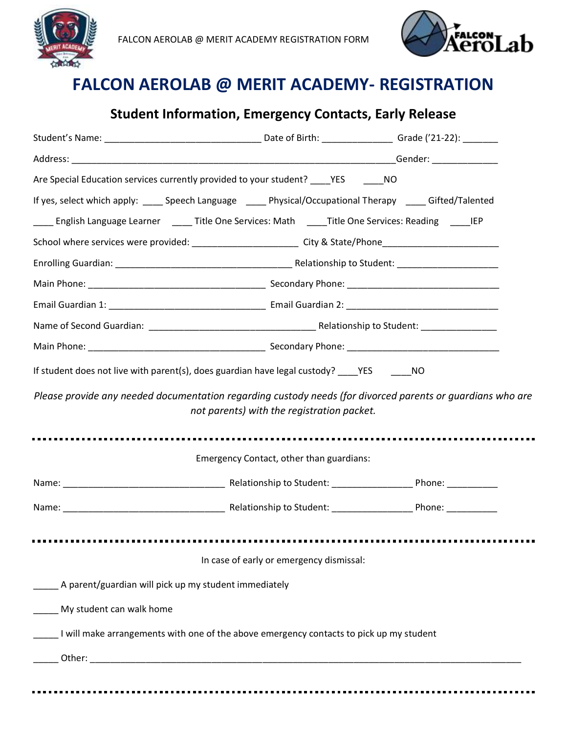FALCON AEROLAB @ MERIT ACADEMY REGISTRATION FORM

# FALCON AEROLAB @ MERIT ACADEMY- REGISTRATION

## Student Information, Emergency Contacts, Early Release

Student's Name: _____________________________ Date of Birth: _____________ Grade ('21-22): _______

Address: ____________________________________________________________Gender: ____________

Are Special Education services currently provided to your student? ____YES ____NO

If yes, select which apply: ____ Speech Language ____ Physical/Occupational Therapy ____ Gifted/Talented

____ English Language Learner ____ Title One Services: Math ____Title One Services: Reading ____IEP

School where services were provided: ____________________ City & State/Phone______________________

Enrolling Guardian: _________________________________ Relationship to Student: ___________________

Main Phone: _________________________________ Secondary Phone: _____________________________

Email Guardian 1: _____________________________ Email Guardian 2: _____________________________

Name of Second Guardian: _______________________________ Relationship to Student: ______________

Main Phone: _________________________________ Secondary Phone: _____________________________

If student does not live with parent(s), does guardian have legal custody? ____YES ____NO

*Please provide any needed documentation regarding custody needs (for divorced parents or guardians who are not parents) with the registration packet.*

---

Emergency Contact, other than guardians:

Name: ______________________________ Relationship to Student: _______________ Phone: _________

Name: ______________________________ Relationship to Student: _______________ Phone: _________

---

In case of early or emergency dismissal:

_____ A parent/guardian will pick up my student immediately

_____ My student can walk home

_____ I will make arrangements with one of the above emergency contacts to pick up my student

_____ Other: ________________________________________________________________________________

---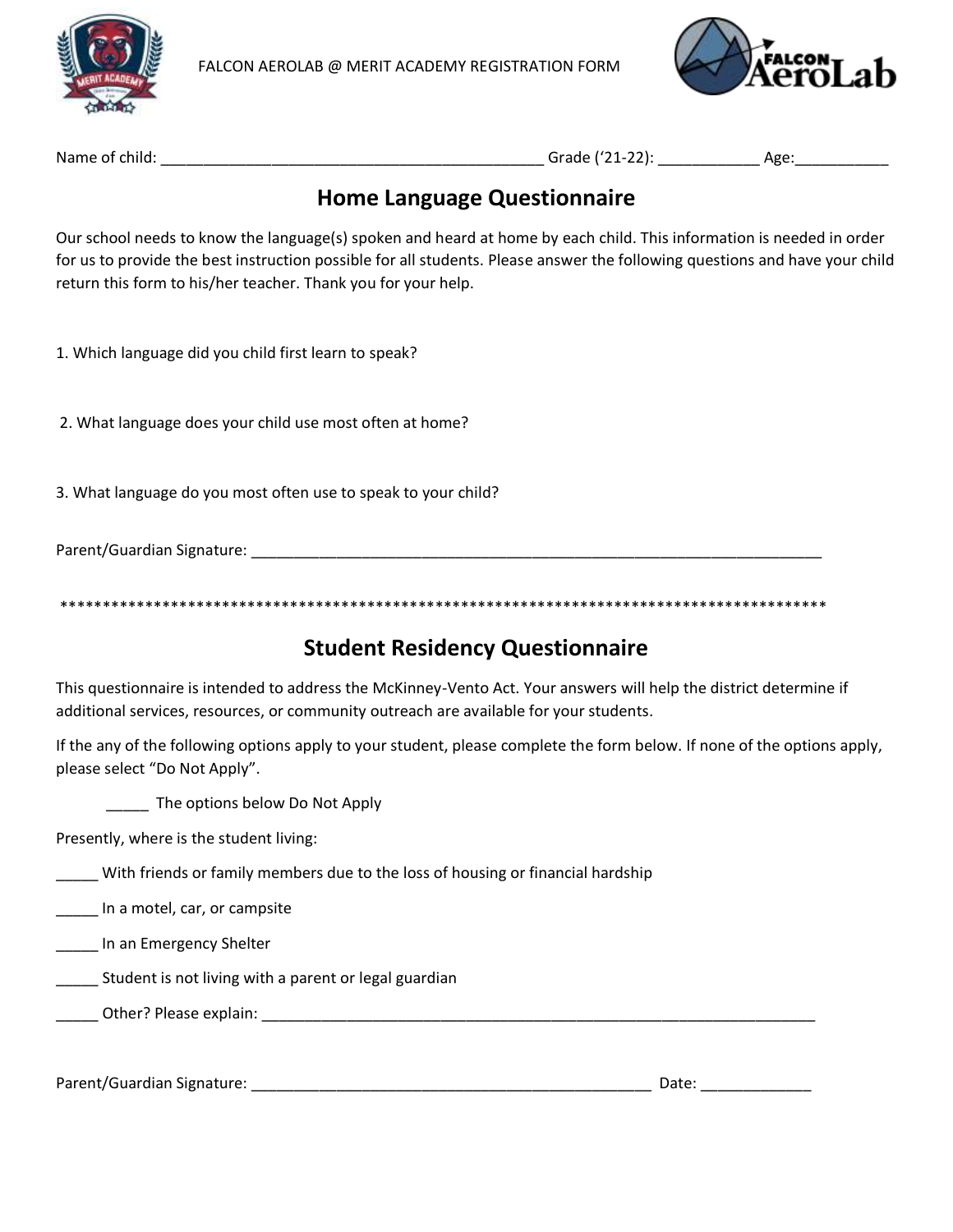FALCON AEROLAB @ MERIT ACADEMY REGISTRATION FORM

Name of child: _____________________________________________ Grade ('21-22): ____________ Age:___________

## Home Language Questionnaire

Our school needs to know the language(s) spoken and heard at home by each child. This information is needed in order for us to provide the best instruction possible for all students. Please answer the following questions and have your child return this form to his/her teacher. Thank you for your help.

1. Which language did you child first learn to speak?

2. What language does your child use most often at home?

3. What language do you most often use to speak to your child?

Parent/Guardian Signature: ____________________________________________________________________

*********************************************************************************************

## Student Residency Questionnaire

This questionnaire is intended to address the McKinney-Vento Act. Your answers will help the district determine if additional services, resources, or community outreach are available for your students.

If the any of the following options apply to your student, please complete the form below. If none of the options apply, please select "Do Not Apply".

_____ The options below Do Not Apply

Presently, where is the student living:

_____ With friends or family members due to the loss of housing or financial hardship

_____ In a motel, car, or campsite

_____ In an Emergency Shelter

_____ Student is not living with a parent or legal guardian

_____ Other? Please explain: __________________________________________________________________

Parent/Guardian Signature: _______________________________________________ Date: _____________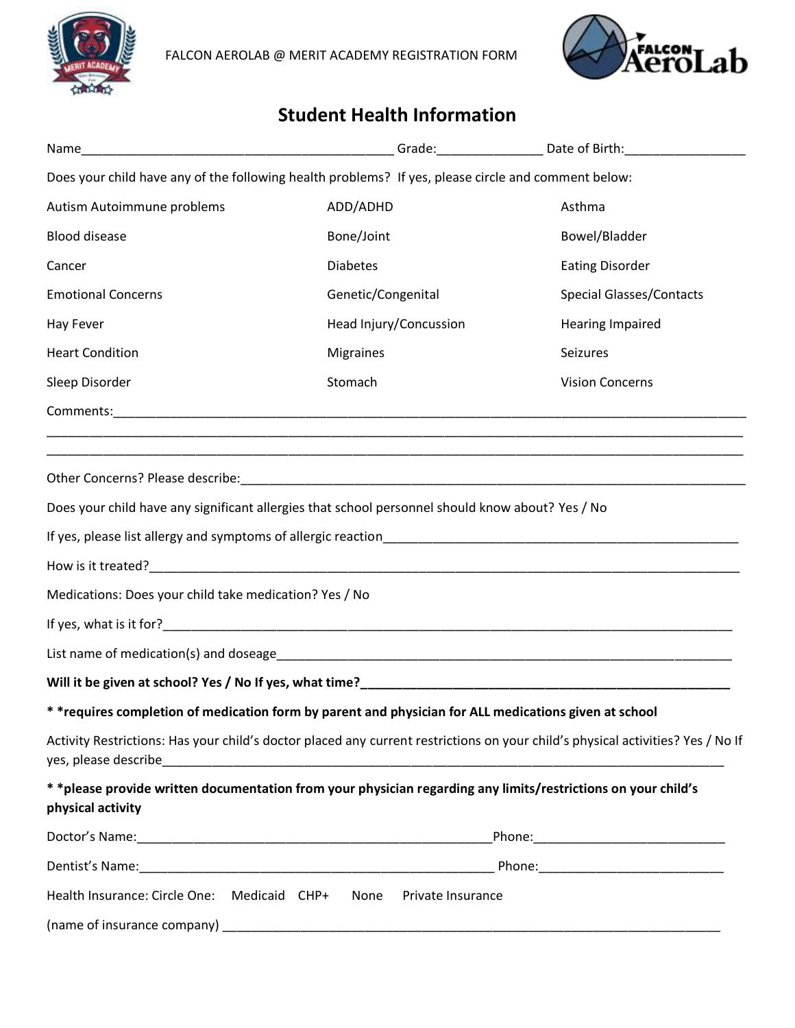FALCON AEROLAB @ MERIT ACADEMY REGISTRATION FORM

## Student Health Information

Name___________________________________________ Grade:______________ Date of Birth:________________

Does your child have any of the following health problems? If yes, please circle and comment below:

| | | |
|---|---|---|
| Autism Autoimmune problems | ADD/ADHD | Asthma |
| Blood disease | Bone/Joint | Bowel/Bladder |
| Cancer | Diabetes | Eating Disorder |
| Emotional Concerns | Genetic/Congenital | Special Glasses/Contacts |
| Hay Fever | Head Injury/Concussion | Hearing Impaired |
| Heart Condition | Migraines | Seizures |
| Sleep Disorder | Stomach | Vision Concerns |

Comments:_____________________________________________________________________________________________

______________________________________________________________________________________________________

______________________________________________________________________________________________________

Other Concerns? Please describe:_______________________________________________________________________

Does your child have any significant allergies that school personnel should know about? Yes / No

If yes, please list allergy and symptoms of allergic reaction_______________________________________________

How is it treated?_______________________________________________________________________________

Medications: Does your child take medication? Yes / No

If yes, what is it for?_____________________________________________________________________________

List name of medication(s) and doseage______________________________________________________________

**Will it be given at school? Yes / No If yes, what time?_____________________________________________________**

**\* \*requires completion of medication form by parent and physician for ALL medications given at school**

Activity Restrictions: Has your child's doctor placed any current restrictions on your child's physical activities? Yes / No If yes, please describe_________________________________________________________________________________

**\* \*please provide written documentation from your physician regarding any limits/restrictions on your child's physical activity**

Doctor's Name:_______________________________________________Phone:__________________________

Dentist's Name:______________________________________________ Phone:_________________________

Health Insurance: Circle One: Medicaid CHP+ None Private Insurance

(name of insurance company) _____________________________________________________________________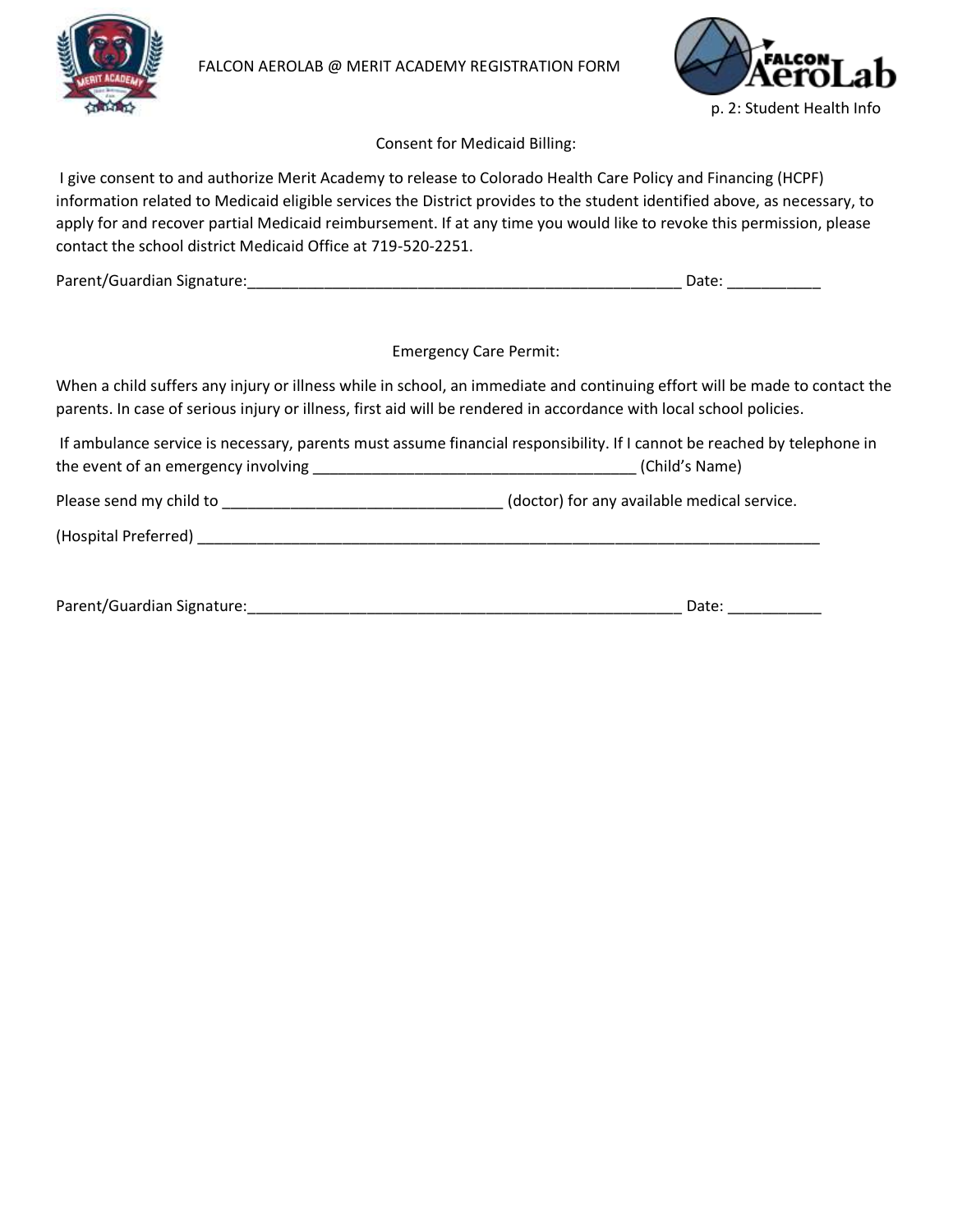FALCON AEROLAB @ MERIT ACADEMY REGISTRATION FORM

p. 2: Student Health Info

## Consent for Medicaid Billing:

I give consent to and authorize Merit Academy to release to Colorado Health Care Policy and Financing (HCPF) information related to Medicaid eligible services the District provides to the student identified above, as necessary, to apply for and recover partial Medicaid reimbursement. If at any time you would like to revoke this permission, please contact the school district Medicaid Office at 719-520-2251.

Parent/Guardian Signature:___________________________________________________ Date: ___________

## Emergency Care Permit:

When a child suffers any injury or illness while in school, an immediate and continuing effort will be made to contact the parents. In case of serious injury or illness, first aid will be rendered in accordance with local school policies.

If ambulance service is necessary, parents must assume financial responsibility. If I cannot be reached by telephone in the event of an emergency involving _____________________________________ (Child's Name)

Please send my child to ________________________________ (doctor) for any available medical service.

(Hospital Preferred) __________________________________________________________________________

Parent/Guardian Signature:___________________________________________________ Date: ___________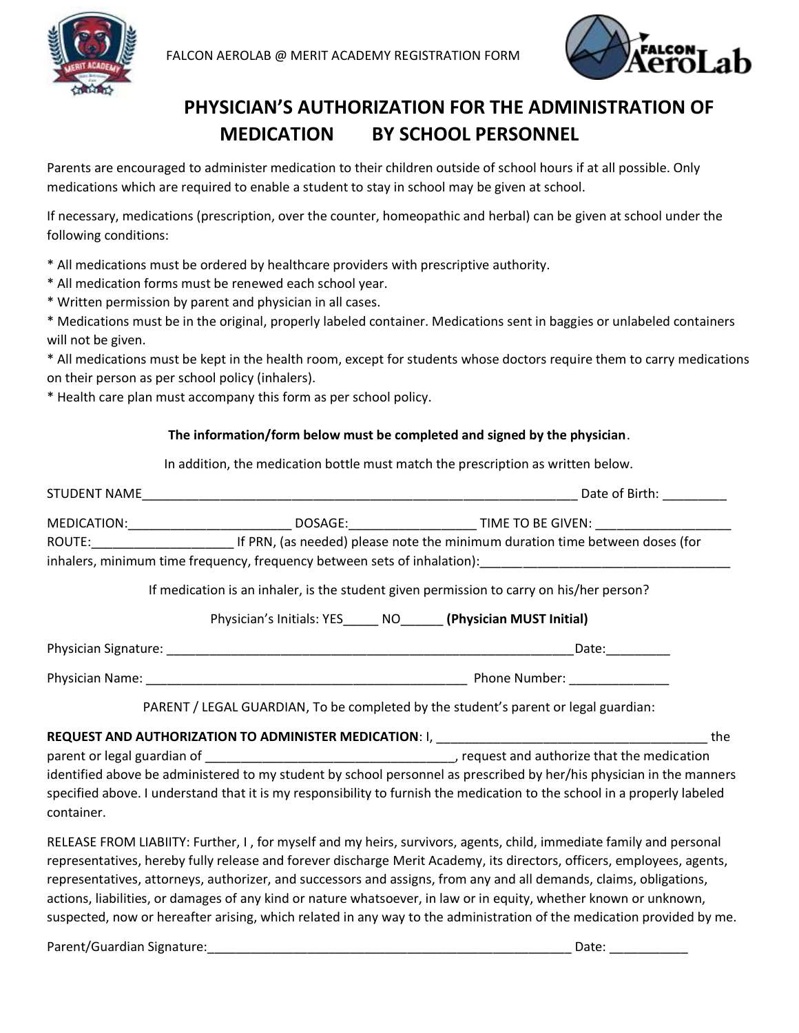FALCON AEROLAB @ MERIT ACADEMY REGISTRATION FORM

# PHYSICIAN'S AUTHORIZATION FOR THE ADMINISTRATION OF MEDICATION BY SCHOOL PERSONNEL

Parents are encouraged to administer medication to their children outside of school hours if at all possible. Only medications which are required to enable a student to stay in school may be given at school.

If necessary, medications (prescription, over the counter, homeopathic and herbal) can be given at school under the following conditions:

* All medications must be ordered by healthcare providers with prescriptive authority.
* All medication forms must be renewed each school year.
* Written permission by parent and physician in all cases.
* Medications must be in the original, properly labeled container. Medications sent in baggies or unlabeled containers will not be given.
* All medications must be kept in the health room, except for students whose doctors require them to carry medications on their person as per school policy (inhalers).
* Health care plan must accompany this form as per school policy.

**The information/form below must be completed and signed by the physician**.

In addition, the medication bottle must match the prescription as written below.

STUDENT NAME_______________________________________________________________ Date of Birth: _________

MEDICATION:_______________________ DOSAGE:_________________ TIME TO BE GIVEN: ___________________
ROUTE:___________________ If PRN, (as needed) please note the minimum duration time between doses (for inhalers, minimum time frequency, frequency between sets of inhalation):__________________________________

If medication is an inhaler, is the student given permission to carry on his/her person?

Physician's Initials: YES_____ NO______ **(Physician MUST Initial)**

Physician Signature: ___________________________________________________________Date:_________

Physician Name: _______________________________________________ Phone Number: ______________

PARENT / LEGAL GUARDIAN, To be completed by the student's parent or legal guardian:

**REQUEST AND AUTHORIZATION TO ADMINISTER MEDICATION**: I, ________________________________________ the parent or legal guardian of ___________________________________, request and authorize that the medication identified above be administered to my student by school personnel as prescribed by her/his physician in the manners specified above. I understand that it is my responsibility to furnish the medication to the school in a properly labeled container.

RELEASE FROM LIABIITY: Further, I , for myself and my heirs, survivors, agents, child, immediate family and personal representatives, hereby fully release and forever discharge Merit Academy, its directors, officers, employees, agents, representatives, attorneys, authorizer, and successors and assigns, from any and all demands, claims, obligations, actions, liabilities, or damages of any kind or nature whatsoever, in law or in equity, whether known or unknown, suspected, now or hereafter arising, which related in any way to the administration of the medication provided by me.

Parent/Guardian Signature:______________________________________________________ Date: ___________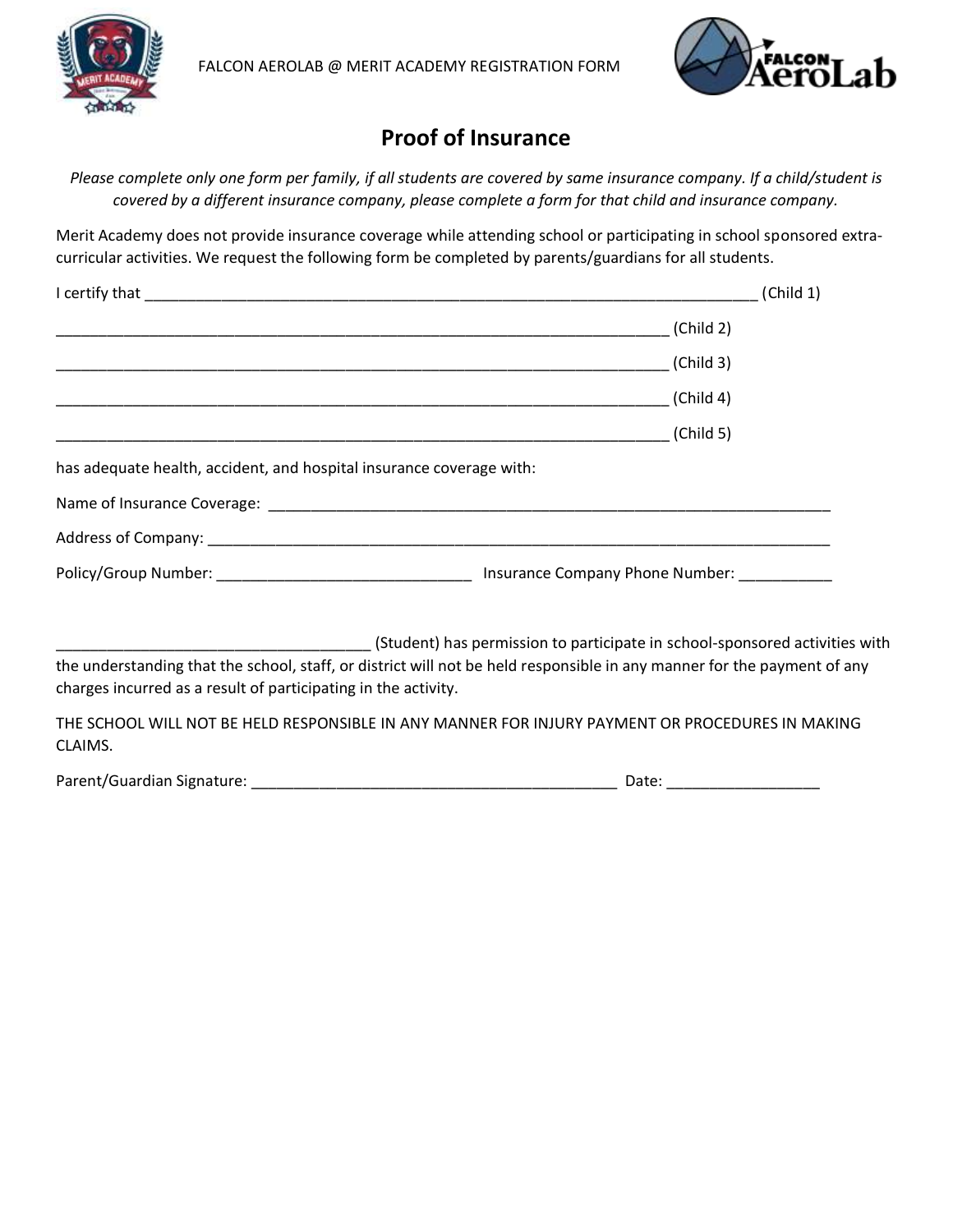FALCON AEROLAB @ MERIT ACADEMY REGISTRATION FORM

# Proof of Insurance

*Please complete only one form per family, if all students are covered by same insurance company. If a child/student is covered by a different insurance company, please complete a form for that child and insurance company.*

Merit Academy does not provide insurance coverage while attending school or participating in school sponsored extra-curricular activities. We request the following form be completed by parents/guardians for all students.

I certify that ___________________________________________________________________________ (Child 1)

___________________________________________________________________________ (Child 2)

___________________________________________________________________________ (Child 3)

___________________________________________________________________________ (Child 4)

___________________________________________________________________________ (Child 5)

has adequate health, accident, and hospital insurance coverage with:

Name of Insurance Coverage: ______________________________________________________________________

Address of Company: ______________________________________________________________________________

Policy/Group Number: ______________________________ Insurance Company Phone Number: ___________

____________________________________ (Student) has permission to participate in school-sponsored activities with the understanding that the school, staff, or district will not be held responsible in any manner for the payment of any charges incurred as a result of participating in the activity.

THE SCHOOL WILL NOT BE HELD RESPONSIBLE IN ANY MANNER FOR INJURY PAYMENT OR PROCEDURES IN MAKING CLAIMS.

Parent/Guardian Signature: ____________________________________________ Date: __________________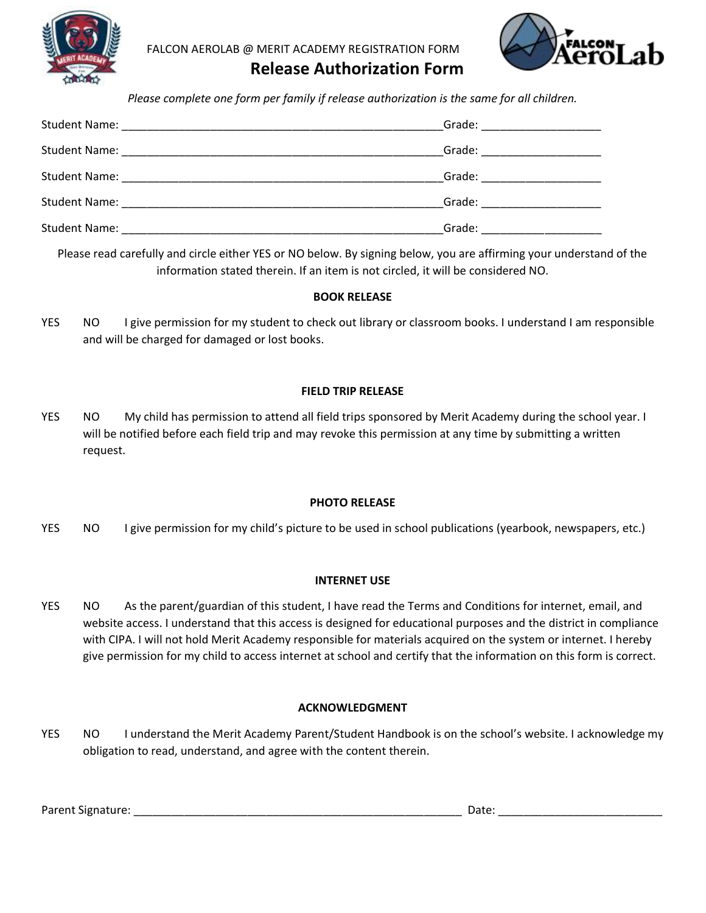FALCON AEROLAB @ MERIT ACADEMY REGISTRATION FORM

# Release Authorization Form

*Please complete one form per family if release authorization is the same for all children.*

Student Name: ____________________________________________________Grade: ___________________

Student Name: ____________________________________________________Grade: ___________________

Student Name: ____________________________________________________Grade: ___________________

Student Name: ____________________________________________________Grade: ___________________

Student Name: ____________________________________________________Grade: ___________________

Please read carefully and circle either YES or NO below. By signing below, you are affirming your understand of the information stated therein. If an item is not circled, it will be considered NO.

**BOOK RELEASE**

YES NO I give permission for my student to check out library or classroom books. I understand I am responsible and will be charged for damaged or lost books.

**FIELD TRIP RELEASE**

YES NO My child has permission to attend all field trips sponsored by Merit Academy during the school year. I will be notified before each field trip and may revoke this permission at any time by submitting a written request.

**PHOTO RELEASE**

YES NO I give permission for my child's picture to be used in school publications (yearbook, newspapers, etc.)

**INTERNET USE**

YES NO As the parent/guardian of this student, I have read the Terms and Conditions for internet, email, and website access. I understand that this access is designed for educational purposes and the district in compliance with CIPA. I will not hold Merit Academy responsible for materials acquired on the system or internet. I hereby give permission for my child to access internet at school and certify that the information on this form is correct.

**ACKNOWLEDGMENT**

YES NO I understand the Merit Academy Parent/Student Handbook is on the school's website. I acknowledge my obligation to read, understand, and agree with the content therein.

Parent Signature: ____________________________________________________ Date: _________________________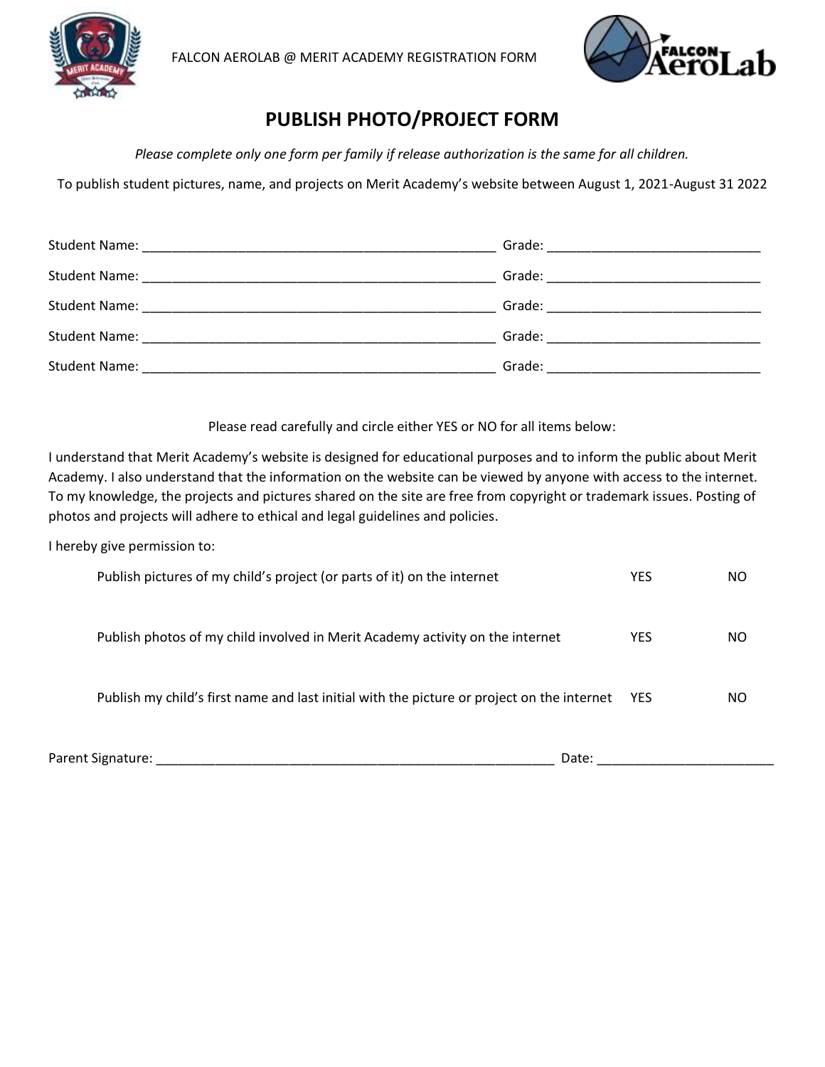FALCON AEROLAB @ MERIT ACADEMY REGISTRATION FORM

# PUBLISH PHOTO/PROJECT FORM

*Please complete only one form per family if release authorization is the same for all children.*

To publish student pictures, name, and projects on Merit Academy's website between August 1, 2021-August 31 2022

Student Name: ________________________________________________ Grade: ____________________________

Student Name: ________________________________________________ Grade: ____________________________

Student Name: ________________________________________________ Grade: ____________________________

Student Name: ________________________________________________ Grade: ____________________________

Student Name: ________________________________________________ Grade: ____________________________

Please read carefully and circle either YES or NO for all items below:

I understand that Merit Academy's website is designed for educational purposes and to inform the public about Merit Academy. I also understand that the information on the website can be viewed by anyone with access to the internet. To my knowledge, the projects and pictures shared on the site are free from copyright or trademark issues. Posting of photos and projects will adhere to ethical and legal guidelines and policies.

I hereby give permission to:

| | | |
|---|---|---|
| Publish pictures of my child's project (or parts of it) on the internet | YES | NO |
| Publish photos of my child involved in Merit Academy activity on the internet | YES | NO |
| Publish my child's first name and last initial with the picture or project on the internet | YES | NO |

Parent Signature: _______________________________________________________ Date: _______________________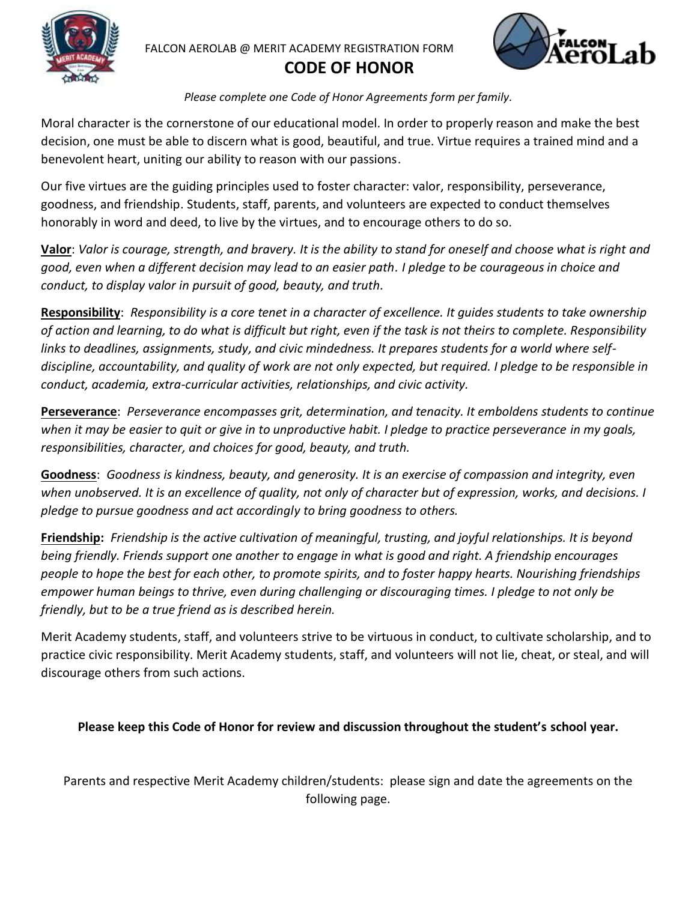FALCON AEROLAB @ MERIT ACADEMY REGISTRATION FORM

# CODE OF HONOR

*Please complete one Code of Honor Agreements form per family.*

Moral character is the cornerstone of our educational model. In order to properly reason and make the best decision, one must be able to discern what is good, beautiful, and true. Virtue requires a trained mind and a benevolent heart, uniting our ability to reason with our passions.

Our five virtues are the guiding principles used to foster character: valor, responsibility, perseverance, goodness, and friendship. Students, staff, parents, and volunteers are expected to conduct themselves honorably in word and deed, to live by the virtues, and to encourage others to do so.

**<u>Valor</u>**: *Valor is courage, strength, and bravery. It is the ability to stand for oneself and choose what is right and good, even when a different decision may lead to an easier path. I pledge to be courageous in choice and conduct, to display valor in pursuit of good, beauty, and truth.*

**<u>Responsibility</u>**: *Responsibility is a core tenet in a character of excellence. It guides students to take ownership of action and learning, to do what is difficult but right, even if the task is not theirs to complete. Responsibility links to deadlines, assignments, study, and civic mindedness. It prepares students for a world where self-discipline, accountability, and quality of work are not only expected, but required. I pledge to be responsible in conduct, academia, extra-curricular activities, relationships, and civic activity.*

**<u>Perseverance</u>**: *Perseverance encompasses grit, determination, and tenacity. It emboldens students to continue when it may be easier to quit or give in to unproductive habit. I pledge to practice perseverance in my goals, responsibilities, character, and choices for good, beauty, and truth.*

**<u>Goodness</u>**: *Goodness is kindness, beauty, and generosity. It is an exercise of compassion and integrity, even when unobserved. It is an excellence of quality, not only of character but of expression, works, and decisions. I pledge to pursue goodness and act accordingly to bring goodness to others.*

**<u>Friendship:</u>** *Friendship is the active cultivation of meaningful, trusting, and joyful relationships. It is beyond being friendly. Friends support one another to engage in what is good and right. A friendship encourages people to hope the best for each other, to promote spirits, and to foster happy hearts. Nourishing friendships empower human beings to thrive, even during challenging or discouraging times. I pledge to not only be friendly, but to be a true friend as is described herein.*

Merit Academy students, staff, and volunteers strive to be virtuous in conduct, to cultivate scholarship, and to practice civic responsibility. Merit Academy students, staff, and volunteers will not lie, cheat, or steal, and will discourage others from such actions.

**Please keep this Code of Honor for review and discussion throughout the student's school year.**

Parents and respective Merit Academy children/students: please sign and date the agreements on the following page.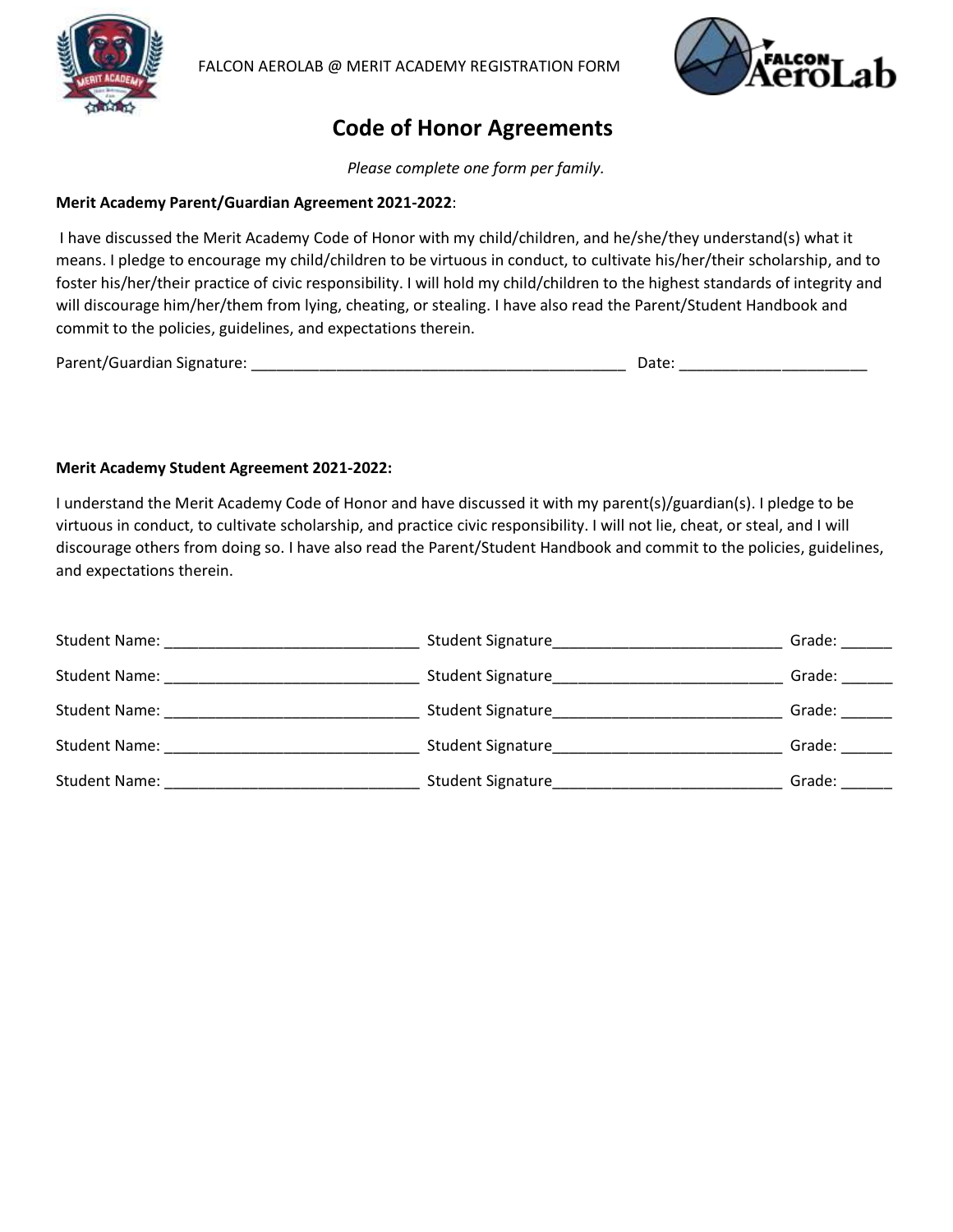FALCON AEROLAB @ MERIT ACADEMY REGISTRATION FORM

# Code of Honor Agreements

*Please complete one form per family.*

**Merit Academy Parent/Guardian Agreement 2021-2022**:

I have discussed the Merit Academy Code of Honor with my child/children, and he/she/they understand(s) what it means. I pledge to encourage my child/children to be virtuous in conduct, to cultivate his/her/their scholarship, and to foster his/her/their practice of civic responsibility. I will hold my child/children to the highest standards of integrity and will discourage him/her/them from lying, cheating, or stealing. I have also read the Parent/Student Handbook and commit to the policies, guidelines, and expectations therein.

Parent/Guardian Signature: _____________________________________________ Date: _____________________

**Merit Academy Student Agreement 2021-2022:**

I understand the Merit Academy Code of Honor and have discussed it with my parent(s)/guardian(s). I pledge to be virtuous in conduct, to cultivate scholarship, and practice civic responsibility. I will not lie, cheat, or steal, and I will discourage others from doing so. I have also read the Parent/Student Handbook and commit to the policies, guidelines, and expectations therein.

Student Name: ______________________________ Student Signature___________________________ Grade: ______

Student Name: ______________________________ Student Signature___________________________ Grade: ______

Student Name: ______________________________ Student Signature___________________________ Grade: ______

Student Name: ______________________________ Student Signature___________________________ Grade: ______

Student Name: ______________________________ Student Signature___________________________ Grade: ______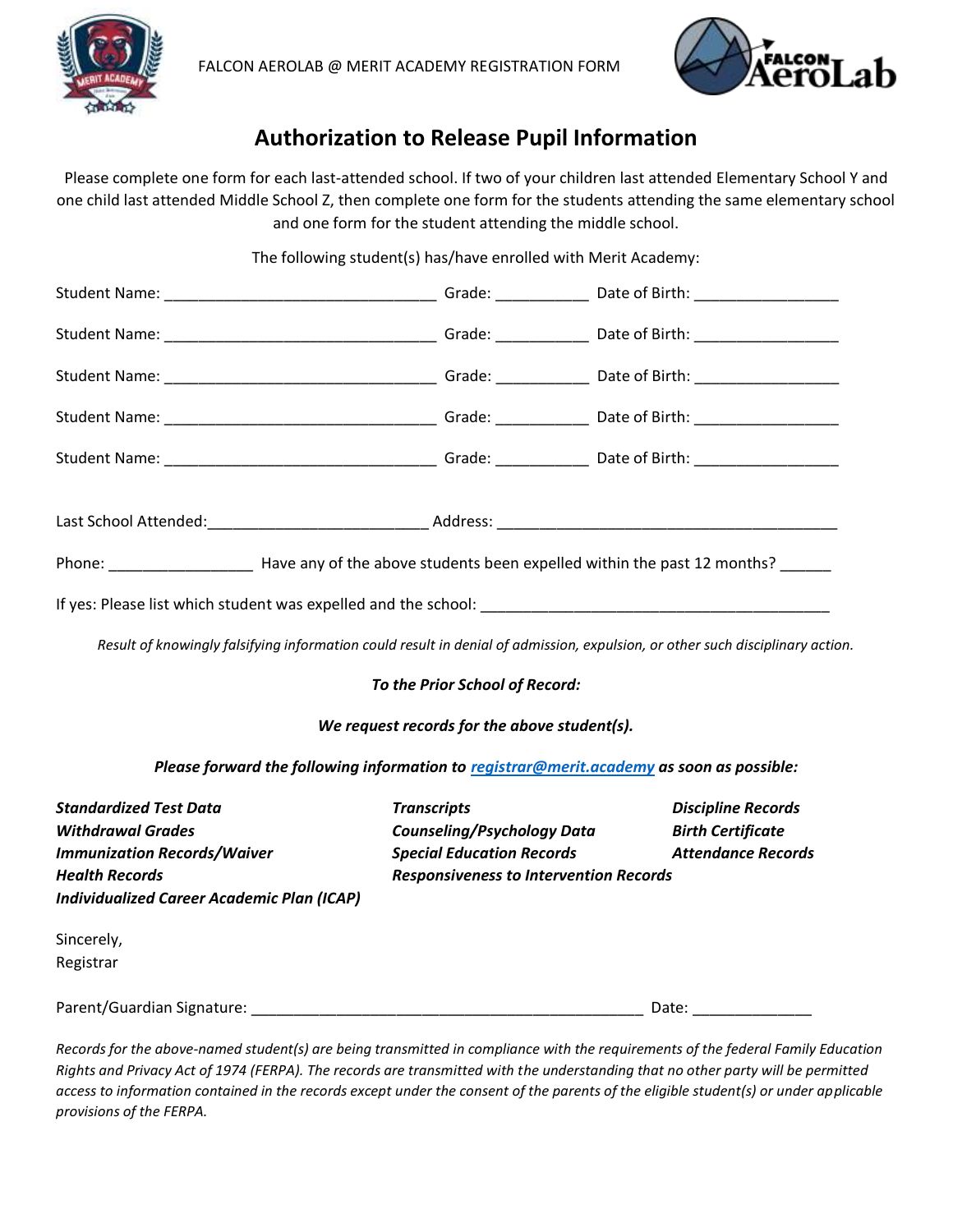FALCON AEROLAB @ MERIT ACADEMY REGISTRATION FORM

# Authorization to Release Pupil Information

Please complete one form for each last-attended school. If two of your children last attended Elementary School Y and one child last attended Middle School Z, then complete one form for the students attending the same elementary school and one form for the student attending the middle school.

The following student(s) has/have enrolled with Merit Academy:

Student Name: ________________________________ Grade: ___________ Date of Birth: _________________

Student Name: ________________________________ Grade: ___________ Date of Birth: _________________

Student Name: ________________________________ Grade: ___________ Date of Birth: _________________

Student Name: ________________________________ Grade: ___________ Date of Birth: _________________

Student Name: ________________________________ Grade: ___________ Date of Birth: _________________

Last School Attended:__________________________ Address: ________________________________________

Phone: _________________ Have any of the above students been expelled within the past 12 months? ______

If yes: Please list which student was expelled and the school: _________________________________________

*Result of knowingly falsifying information could result in denial of admission, expulsion, or other such disciplinary action.*

***To the Prior School of Record:***

***We request records for the above student(s).***

***Please forward the following information to [registrar@merit.academy](mailto:registrar@merit.academy) as soon as possible:***

***Standardized Test Data***
***Withdrawal Grades***
***Immunization Records/Waiver***
***Health Records***
***Individualized Career Academic Plan (ICAP)***
***Transcripts***
***Counseling/Psychology Data***
***Special Education Records***
***Responsiveness to Intervention Records***
***Discipline Records***
***Birth Certificate***
***Attendance Records***

Sincerely,
Registrar

Parent/Guardian Signature: _______________________________________________ Date: ______________

*Records for the above-named student(s) are being transmitted in compliance with the requirements of the federal Family Education Rights and Privacy Act of 1974 (FERPA). The records are transmitted with the understanding that no other party will be permitted access to information contained in the records except under the consent of the parents of the eligible student(s) or under applicable provisions of the FERPA.*